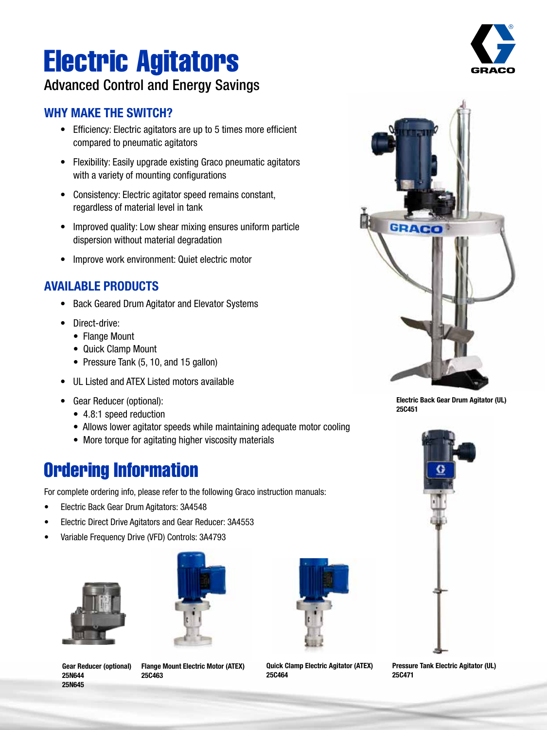# Electric Agitators

Advanced Control and Energy Savings

## WHY MAKE THE SWITCH?

- Efficiency: Electric agitators are up to 5 times more efficient compared to pneumatic agitators
- Flexibility: Easily upgrade existing Graco pneumatic agitators with a variety of mounting configurations
- Consistency: Electric agitator speed remains constant, regardless of material level in tank
- Improved quality: Low shear mixing ensures uniform particle dispersion without material degradation
- Improve work environment: Quiet electric motor

## AVAILABLE PRODUCTS

- Back Geared Drum Agitator and Elevator Systems
- Direct-drive:
  - Flange Mount
  - Quick Clamp Mount
  - Pressure Tank (5, 10, and 15 gallon)
- UL Listed and ATEX Listed motors available
- Gear Reducer (optional):
  - 4.8:1 speed reduction
  - Allows lower agitator speeds while maintaining adequate motor cooling
  - More torque for agitating higher viscosity materials

**Electric Back Gear Drum Agitator (UL)**
**25C451**

# Ordering Information

For complete ordering info, please refer to the following Graco instruction manuals:

- Electric Back Gear Drum Agitators: 3A4548
- Electric Direct Drive Agitators and Gear Reducer: 3A4553
- Variable Frequency Drive (VFD) Controls: 3A4793

**Gear Reducer (optional)**
**25N644**
**25N645**

**Flange Mount Electric Motor (ATEX)**
**25C463**

**Quick Clamp Electric Agitator (ATEX)**
**25C464**

**Pressure Tank Electric Agitator (UL)**
**25C471**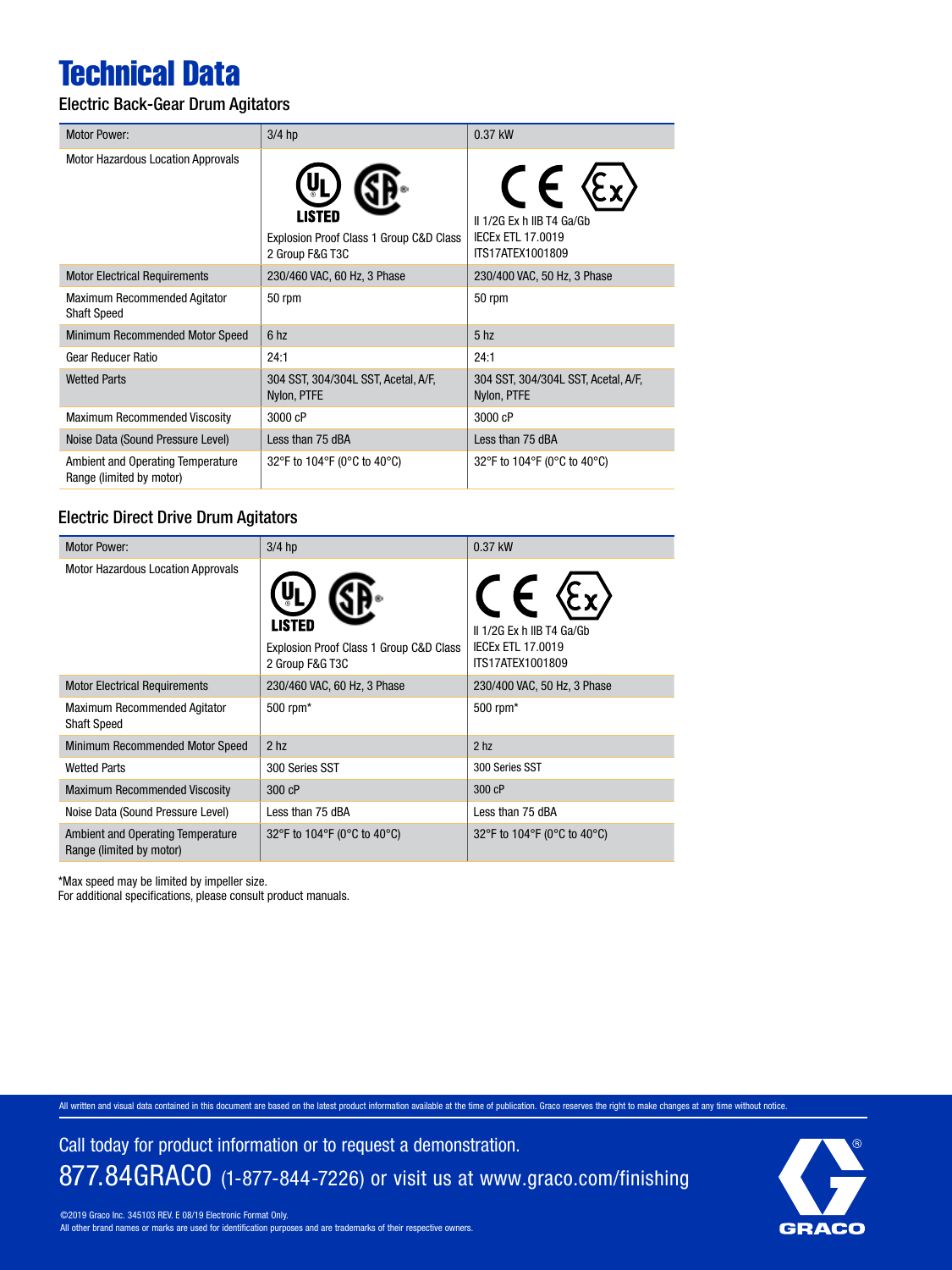# Technical Data

## Electric Back-Gear Drum Agitators

| | | |
|---|---|---|
| Motor Power: | 3/4 hp | 0.37 kW |
| Motor Hazardous Location Approvals | UL LISTED, CSA<br>Explosion Proof Class 1 Group C&D Class 2 Group F&G T3C | CE Ex<br>II 1/2G Ex h IIB T4 Ga/Gb<br>IECEx ETL 17.0019<br>ITS17ATEX1001809 |
| Motor Electrical Requirements | 230/460 VAC, 60 Hz, 3 Phase | 230/400 VAC, 50 Hz, 3 Phase |
| Maximum Recommended Agitator Shaft Speed | 50 rpm | 50 rpm |
| Minimum Recommended Motor Speed | 6 hz | 5 hz |
| Gear Reducer Ratio | 24:1 | 24:1 |
| Wetted Parts | 304 SST, 304/304L SST, Acetal, A/F, Nylon, PTFE | 304 SST, 304/304L SST, Acetal, A/F, Nylon, PTFE |
| Maximum Recommended Viscosity | 3000 cP | 3000 cP |
| Noise Data (Sound Pressure Level) | Less than 75 dBA | Less than 75 dBA |
| Ambient and Operating Temperature Range (limited by motor) | 32°F to 104°F (0°C to 40°C) | 32°F to 104°F (0°C to 40°C) |

## Electric Direct Drive Drum Agitators

| | | |
|---|---|---|
| Motor Power: | 3/4 hp | 0.37 kW |
| Motor Hazardous Location Approvals | UL LISTED, CSA<br>Explosion Proof Class 1 Group C&D Class 2 Group F&G T3C | CE Ex<br>II 1/2G Ex h IIB T4 Ga/Gb<br>IECEx ETL 17.0019<br>ITS17ATEX1001809 |
| Motor Electrical Requirements | 230/460 VAC, 60 Hz, 3 Phase | 230/400 VAC, 50 Hz, 3 Phase |
| Maximum Recommended Agitator Shaft Speed | 500 rpm* | 500 rpm* |
| Minimum Recommended Motor Speed | 2 hz | 2 hz |
| Wetted Parts | 300 Series SST | 300 Series SST |
| Maximum Recommended Viscosity | 300 cP | 300 cP |
| Noise Data (Sound Pressure Level) | Less than 75 dBA | Less than 75 dBA |
| Ambient and Operating Temperature Range (limited by motor) | 32°F to 104°F (0°C to 40°C) | 32°F to 104°F (0°C to 40°C) |

*Max speed may be limited by impeller size.
For additional specifications, please consult product manuals.

All written and visual data contained in this document are based on the latest product information available at the time of publication. Graco reserves the right to make changes at any time without notice.

Call today for product information or to request a demonstration.

877.84GRACO (1-877-844-7226) or visit us at www.graco.com/finishing

©2019 Graco Inc. 345103 REV. E 08/19 Electronic Format Only.
All other brand names or marks are used for identification purposes and are trademarks of their respective owners.

GRACO